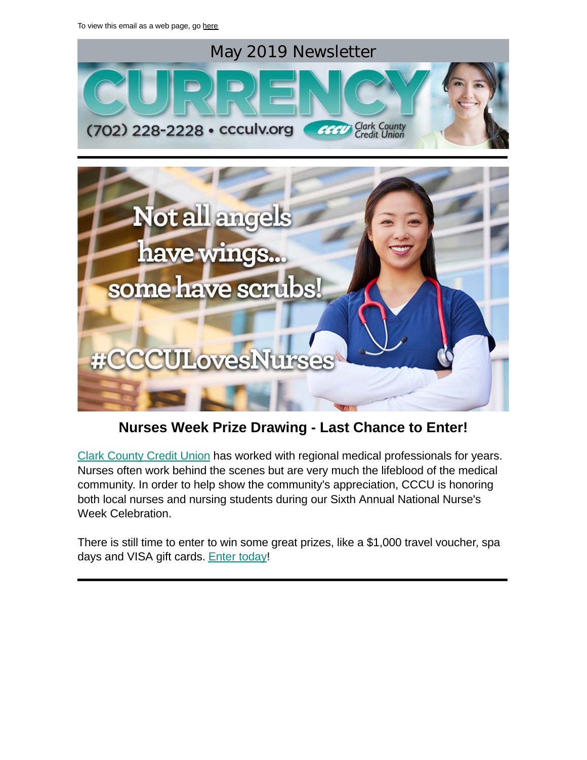To view this email as a web page, go here

May 2019 Newsletter

# CURRENCY

(702) 228-2228 • ccculv.org — CCCU Clark County Credit Union

Not all angels have wings... some have scrubs!

#CCCULovesNurses

## Nurses Week Prize Drawing - Last Chance to Enter!

Clark County Credit Union has worked with regional medical professionals for years. Nurses often work behind the scenes but are very much the lifeblood of the medical community. In order to help show the community's appreciation, CCCU is honoring both local nurses and nursing students during our Sixth Annual National Nurse's Week Celebration.

There is still time to enter to win some great prizes, like a $1,000 travel voucher, spa days and VISA gift cards. Enter today!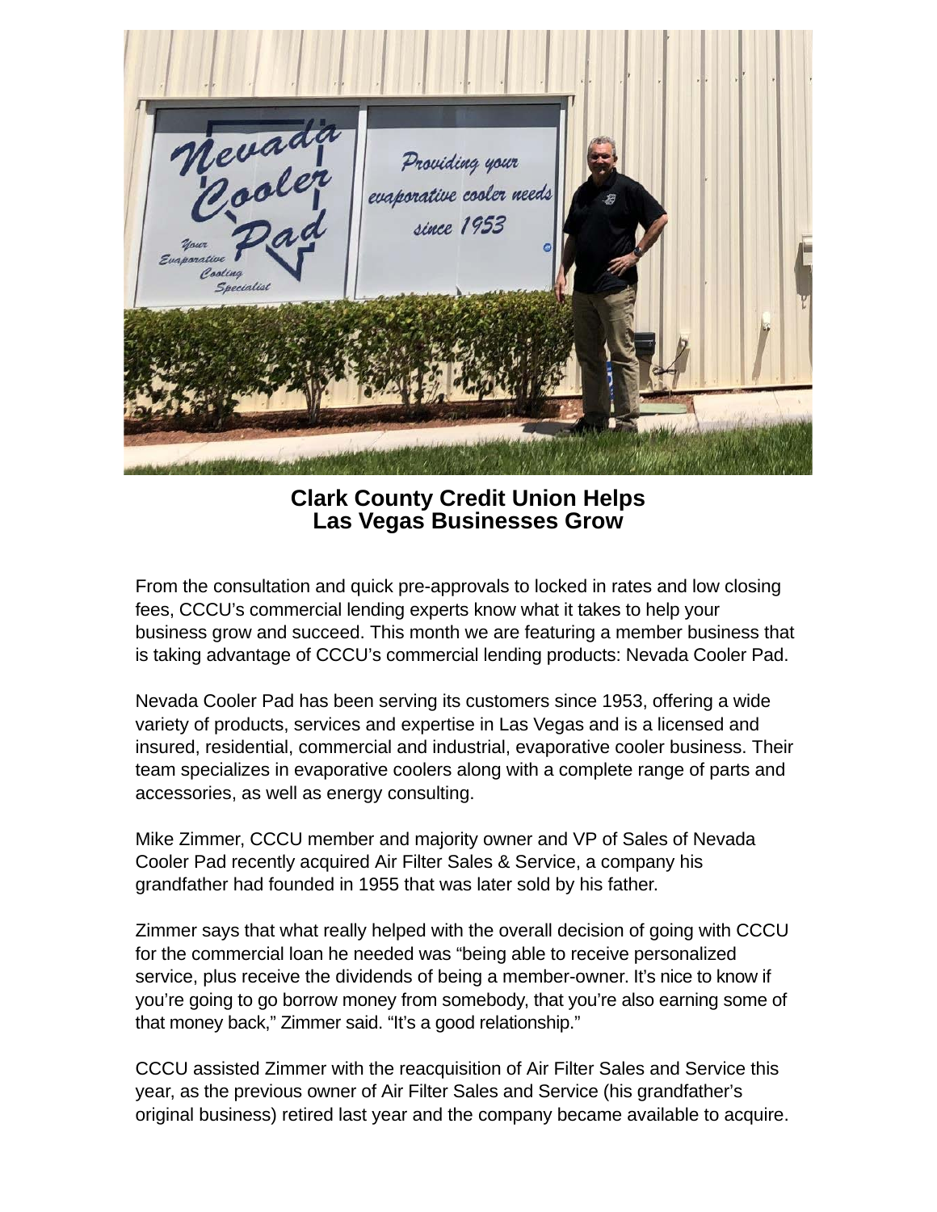# Clark County Credit Union Helps Las Vegas Businesses Grow

From the consultation and quick pre-approvals to locked in rates and low closing fees, CCCU's commercial lending experts know what it takes to help your business grow and succeed. This month we are featuring a member business that is taking advantage of CCCU's commercial lending products: Nevada Cooler Pad.

Nevada Cooler Pad has been serving its customers since 1953, offering a wide variety of products, services and expertise in Las Vegas and is a licensed and insured, residential, commercial and industrial, evaporative cooler business. Their team specializes in evaporative coolers along with a complete range of parts and accessories, as well as energy consulting.

Mike Zimmer, CCCU member and majority owner and VP of Sales of Nevada Cooler Pad recently acquired Air Filter Sales & Service, a company his grandfather had founded in 1955 that was later sold by his father.

Zimmer says that what really helped with the overall decision of going with CCCU for the commercial loan he needed was "being able to receive personalized service, plus receive the dividends of being a member-owner. It's nice to know if you're going to go borrow money from somebody, that you're also earning some of that money back," Zimmer said. "It's a good relationship."

CCCU assisted Zimmer with the reacquisition of Air Filter Sales and Service this year, as the previous owner of Air Filter Sales and Service (his grandfather's original business) retired last year and the company became available to acquire.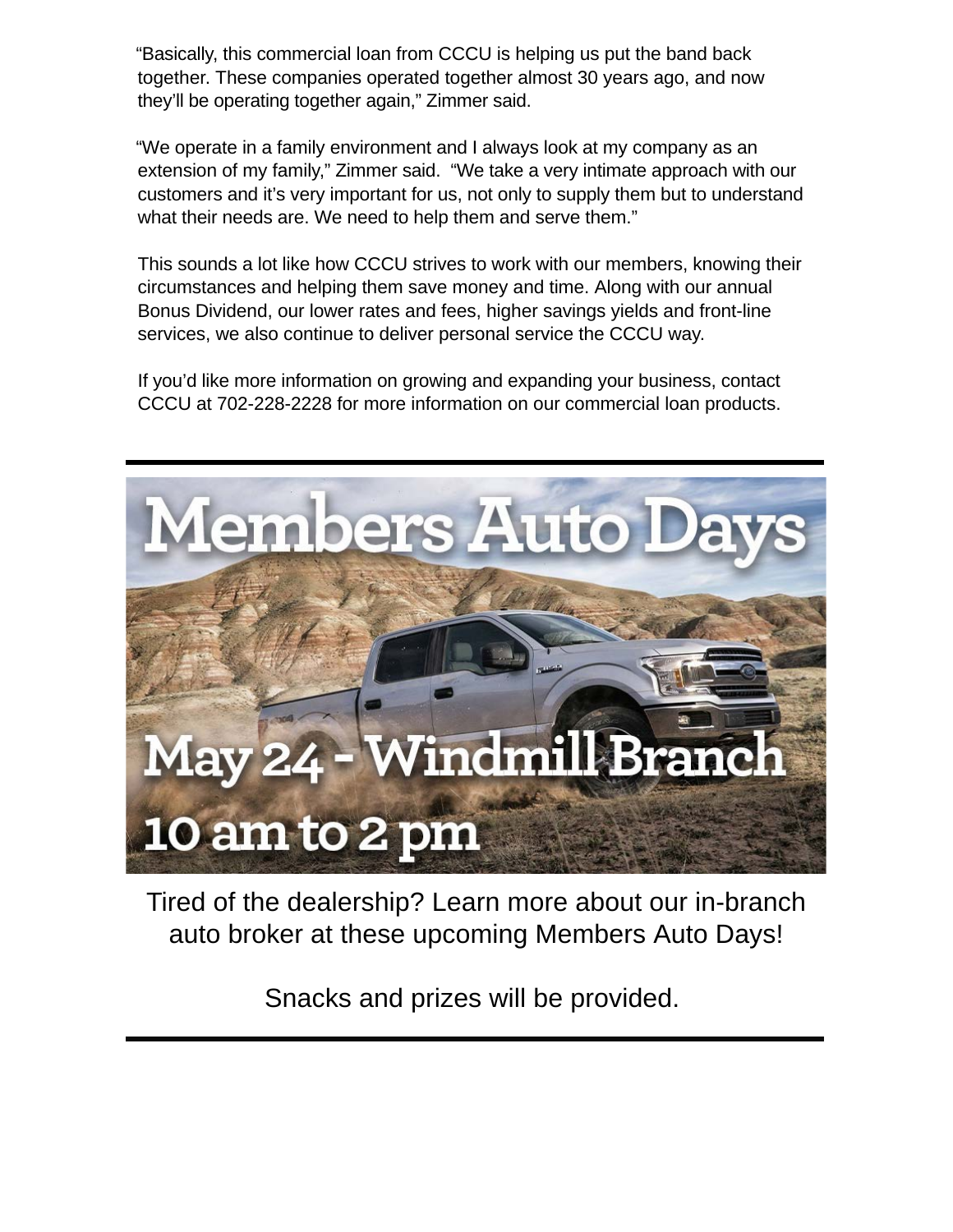"Basically, this commercial loan from CCCU is helping us put the band back together. These companies operated together almost 30 years ago, and now they'll be operating together again," Zimmer said.

"We operate in a family environment and I always look at my company as an extension of my family," Zimmer said. "We take a very intimate approach with our customers and it's very important for us, not only to supply them but to understand what their needs are. We need to help them and serve them."

This sounds a lot like how CCCU strives to work with our members, knowing their circumstances and helping them save money and time. Along with our annual Bonus Dividend, our lower rates and fees, higher savings yields and front-line services, we also continue to deliver personal service the CCCU way.

If you'd like more information on growing and expanding your business, contact CCCU at 702-228-2228 for more information on our commercial loan products.

---

# Members Auto Days

**May 24 - Windmill Branch**

**10 am to 2 pm**

Tired of the dealership? Learn more about our in-branch auto broker at these upcoming Members Auto Days!

Snacks and prizes will be provided.

---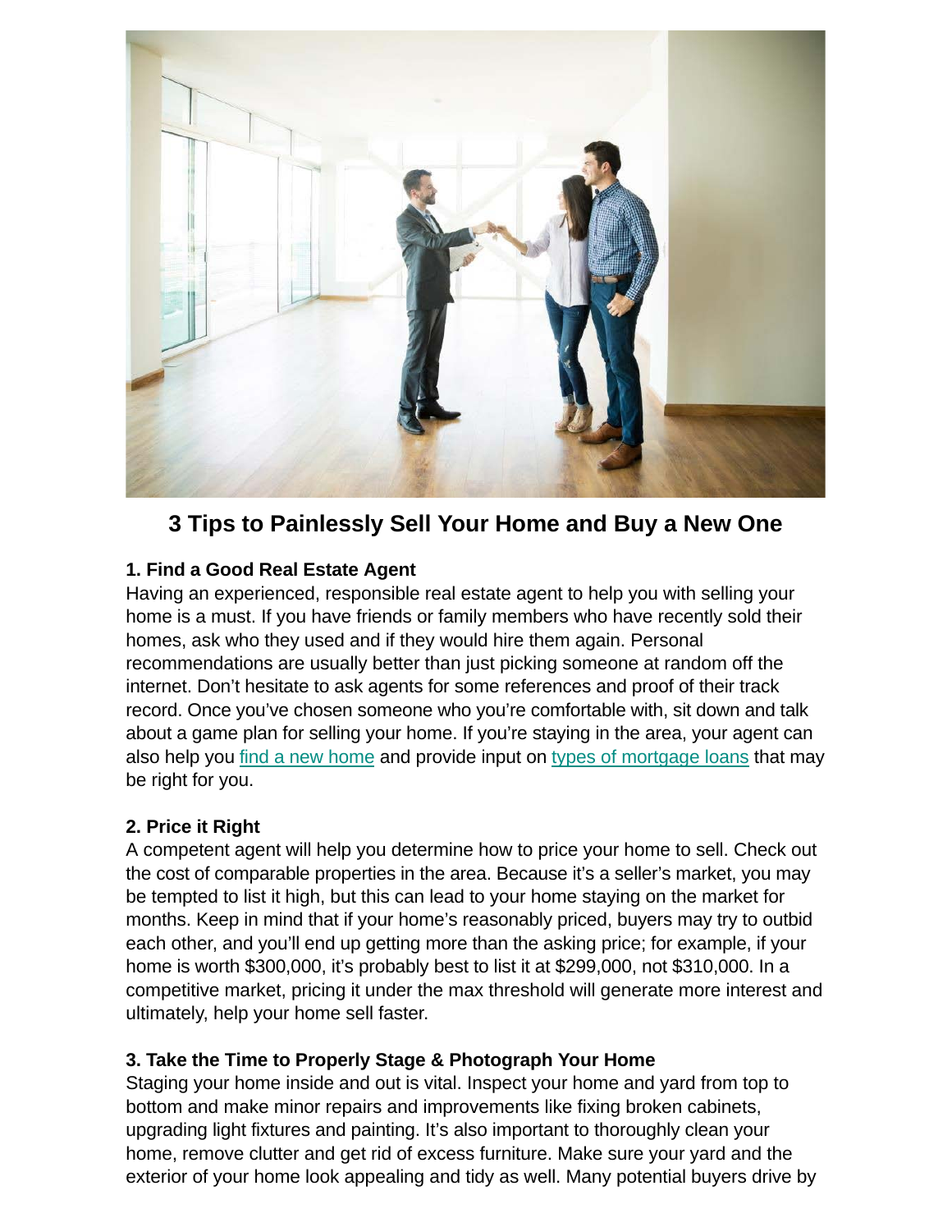## 3 Tips to Painlessly Sell Your Home and Buy a New One

**1. Find a Good Real Estate Agent**

Having an experienced, responsible real estate agent to help you with selling your home is a must. If you have friends or family members who have recently sold their homes, ask who they used and if they would hire them again. Personal recommendations are usually better than just picking someone at random off the internet. Don't hesitate to ask agents for some references and proof of their track record. Once you've chosen someone who you're comfortable with, sit down and talk about a game plan for selling your home. If you're staying in the area, your agent can also help you find a new home and provide input on types of mortgage loans that may be right for you.

**2. Price it Right**

A competent agent will help you determine how to price your home to sell. Check out the cost of comparable properties in the area. Because it's a seller's market, you may be tempted to list it high, but this can lead to your home staying on the market for months. Keep in mind that if your home's reasonably priced, buyers may try to outbid each other, and you'll end up getting more than the asking price; for example, if your home is worth $300,000, it's probably best to list it at $299,000, not $310,000. In a competitive market, pricing it under the max threshold will generate more interest and ultimately, help your home sell faster.

**3. Take the Time to Properly Stage & Photograph Your Home**

Staging your home inside and out is vital. Inspect your home and yard from top to bottom and make minor repairs and improvements like fixing broken cabinets, upgrading light fixtures and painting. It's also important to thoroughly clean your home, remove clutter and get rid of excess furniture. Make sure your yard and the exterior of your home look appealing and tidy as well. Many potential buyers drive by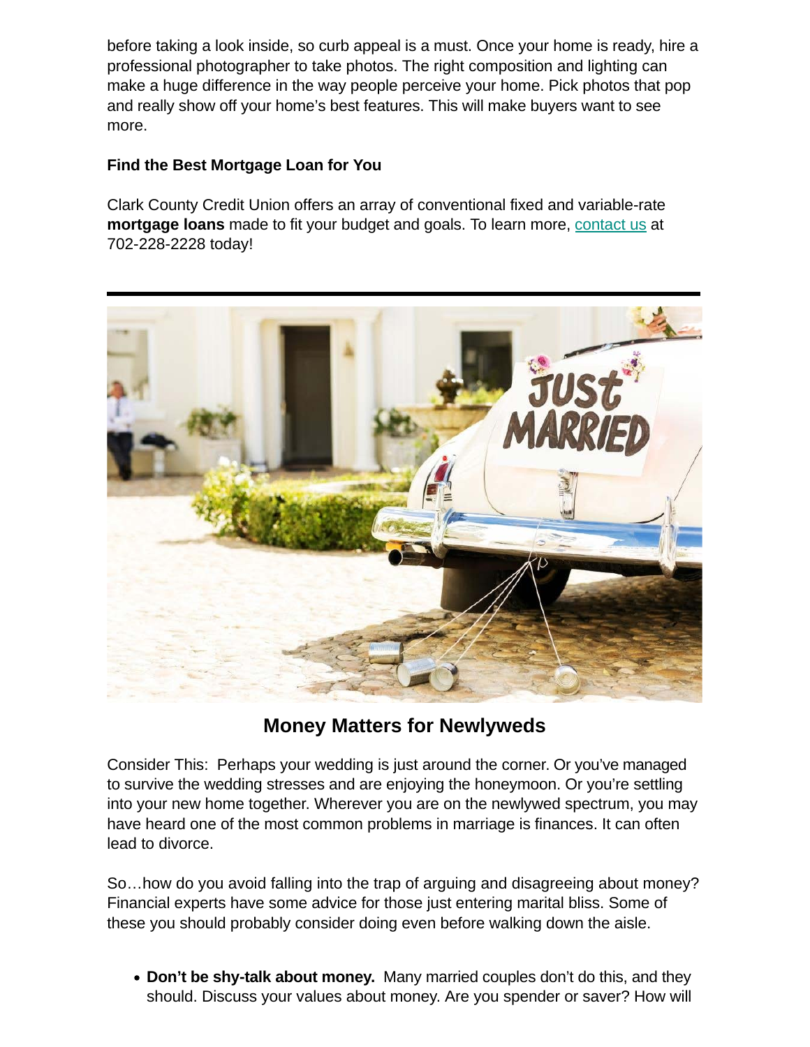before taking a look inside, so curb appeal is a must. Once your home is ready, hire a professional photographer to take photos. The right composition and lighting can make a huge difference in the way people perceive your home. Pick photos that pop and really show off your home's best features. This will make buyers want to see more.

**Find the Best Mortgage Loan for You**

Clark County Credit Union offers an array of conventional fixed and variable-rate **mortgage loans** made to fit your budget and goals. To learn more, contact us at 702-228-2228 today!

---

## Money Matters for Newlyweds

Consider This: Perhaps your wedding is just around the corner. Or you've managed to survive the wedding stresses and are enjoying the honeymoon. Or you're settling into your new home together. Wherever you are on the newlywed spectrum, you may have heard one of the most common problems in marriage is finances. It can often lead to divorce.

So…how do you avoid falling into the trap of arguing and disagreeing about money? Financial experts have some advice for those just entering marital bliss. Some of these you should probably consider doing even before walking down the aisle.

- **Don't be shy-talk about money.** Many married couples don't do this, and they should. Discuss your values about money. Are you spender or saver? How will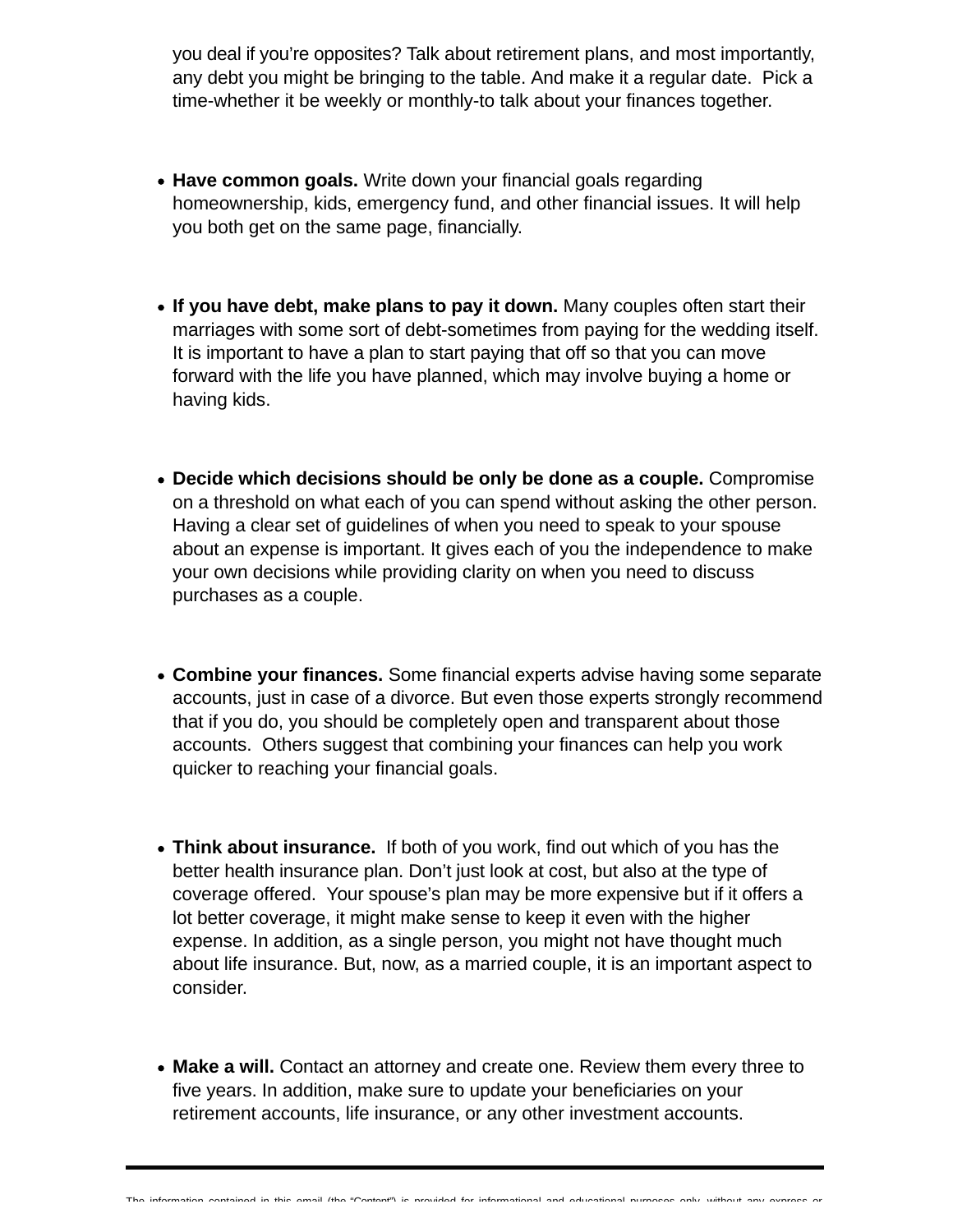you deal if you're opposites? Talk about retirement plans, and most importantly, any debt you might be bringing to the table. And make it a regular date. Pick a time-whether it be weekly or monthly-to talk about your finances together.

- **Have common goals.** Write down your financial goals regarding homeownership, kids, emergency fund, and other financial issues. It will help you both get on the same page, financially.

- **If you have debt, make plans to pay it down.** Many couples often start their marriages with some sort of debt-sometimes from paying for the wedding itself. It is important to have a plan to start paying that off so that you can move forward with the life you have planned, which may involve buying a home or having kids.

- **Decide which decisions should be only be done as a couple.** Compromise on a threshold on what each of you can spend without asking the other person. Having a clear set of guidelines of when you need to speak to your spouse about an expense is important. It gives each of you the independence to make your own decisions while providing clarity on when you need to discuss purchases as a couple.

- **Combine your finances.** Some financial experts advise having some separate accounts, just in case of a divorce. But even those experts strongly recommend that if you do, you should be completely open and transparent about those accounts. Others suggest that combining your finances can help you work quicker to reaching your financial goals.

- **Think about insurance.** If both of you work, find out which of you has the better health insurance plan. Don't just look at cost, but also at the type of coverage offered. Your spouse's plan may be more expensive but if it offers a lot better coverage, it might make sense to keep it even with the higher expense. In addition, as a single person, you might not have thought much about life insurance. But, now, as a married couple, it is an important aspect to consider.

- **Make a will.** Contact an attorney and create one. Review them every three to five years. In addition, make sure to update your beneficiaries on your retirement accounts, life insurance, or any other investment accounts.

---

The information contained in this email (the "Content") is provided for informational and educational purposes only, without any express or